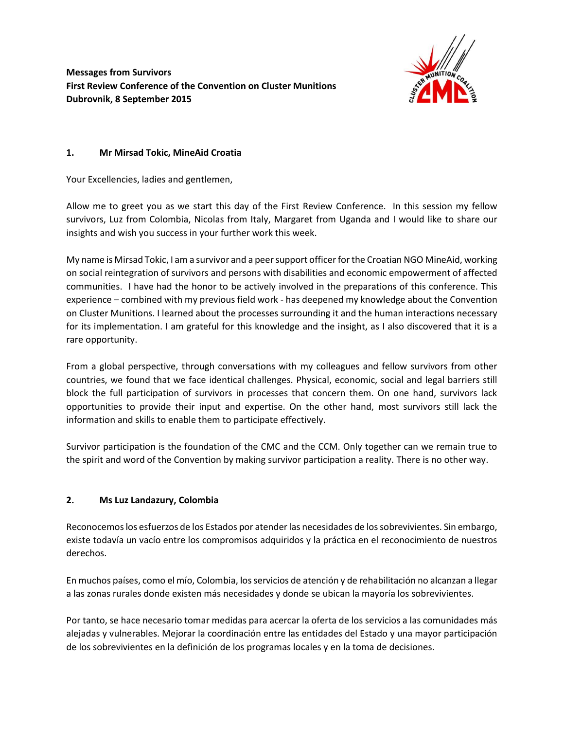**Messages from Survivors**
**First Review Conference of the Convention on Cluster Munitions**
**Dubrovnik, 8 September 2015**

## 1. Mr Mirsad Tokic, MineAid Croatia

Your Excellencies, ladies and gentlemen,

Allow me to greet you as we start this day of the First Review Conference. In this session my fellow survivors, Luz from Colombia, Nicolas from Italy, Margaret from Uganda and I would like to share our insights and wish you success in your further work this week.

My name is Mirsad Tokic, I am a survivor and a peer support officer for the Croatian NGO MineAid, working on social reintegration of survivors and persons with disabilities and economic empowerment of affected communities. I have had the honor to be actively involved in the preparations of this conference. This experience – combined with my previous field work - has deepened my knowledge about the Convention on Cluster Munitions. I learned about the processes surrounding it and the human interactions necessary for its implementation. I am grateful for this knowledge and the insight, as I also discovered that it is a rare opportunity.

From a global perspective, through conversations with my colleagues and fellow survivors from other countries, we found that we face identical challenges. Physical, economic, social and legal barriers still block the full participation of survivors in processes that concern them. On one hand, survivors lack opportunities to provide their input and expertise. On the other hand, most survivors still lack the information and skills to enable them to participate effectively.

Survivor participation is the foundation of the CMC and the CCM. Only together can we remain true to the spirit and word of the Convention by making survivor participation a reality. There is no other way.

## 2. Ms Luz Landazury, Colombia

Reconocemos los esfuerzos de los Estados por atender las necesidades de los sobrevivientes. Sin embargo, existe todavía un vacío entre los compromisos adquiridos y la práctica en el reconocimiento de nuestros derechos.

En muchos países, como el mío, Colombia, los servicios de atención y de rehabilitación no alcanzan a llegar a las zonas rurales donde existen más necesidades y donde se ubican la mayoría los sobrevivientes.

Por tanto, se hace necesario tomar medidas para acercar la oferta de los servicios a las comunidades más alejadas y vulnerables. Mejorar la coordinación entre las entidades del Estado y una mayor participación de los sobrevivientes en la definición de los programas locales y en la toma de decisiones.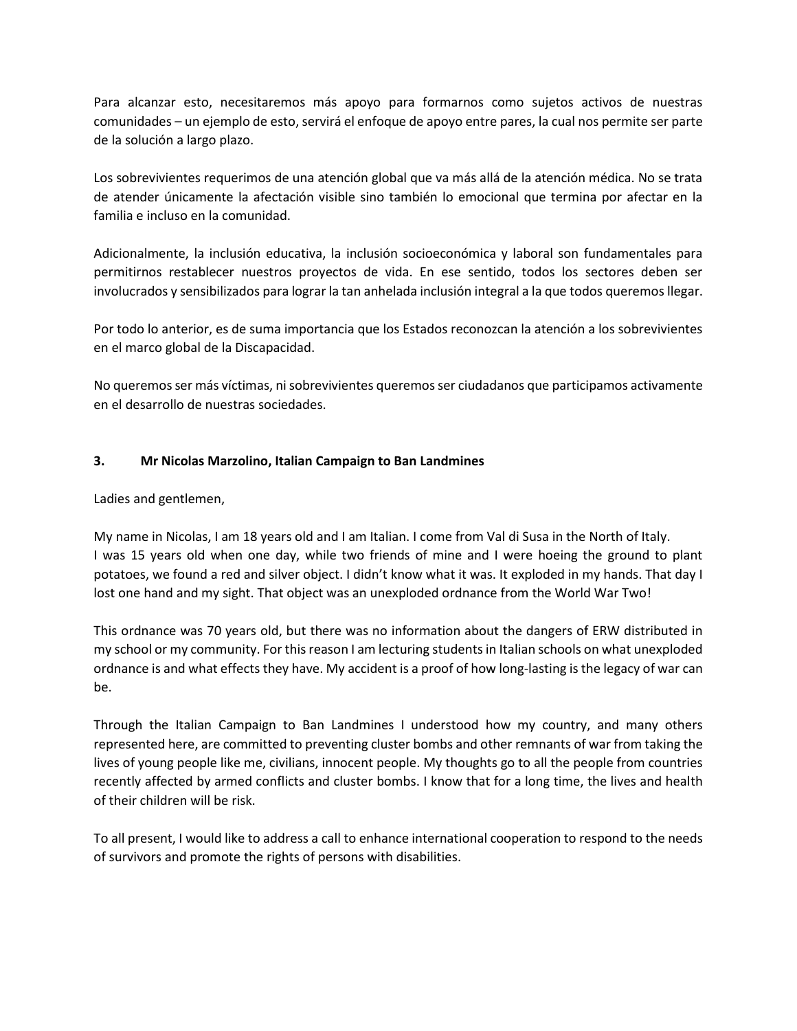Para alcanzar esto, necesitaremos más apoyo para formarnos como sujetos activos de nuestras comunidades – un ejemplo de esto, servirá el enfoque de apoyo entre pares, la cual nos permite ser parte de la solución a largo plazo.

Los sobrevivientes requerimos de una atención global que va más allá de la atención médica. No se trata de atender únicamente la afectación visible sino también lo emocional que termina por afectar en la familia e incluso en la comunidad.

Adicionalmente, la inclusión educativa, la inclusión socioeconómica y laboral son fundamentales para permitirnos restablecer nuestros proyectos de vida. En ese sentido, todos los sectores deben ser involucrados y sensibilizados para lograr la tan anhelada inclusión integral a la que todos queremos llegar.

Por todo lo anterior, es de suma importancia que los Estados reconozcan la atención a los sobrevivientes en el marco global de la Discapacidad.

No queremos ser más víctimas, ni sobrevivientes queremos ser ciudadanos que participamos activamente en el desarrollo de nuestras sociedades.

### 3. Mr Nicolas Marzolino, Italian Campaign to Ban Landmines

Ladies and gentlemen,

My name in Nicolas, I am 18 years old and I am Italian. I come from Val di Susa in the North of Italy.
I was 15 years old when one day, while two friends of mine and I were hoeing the ground to plant potatoes, we found a red and silver object. I didn't know what it was. It exploded in my hands. That day I lost one hand and my sight. That object was an unexploded ordnance from the World War Two!

This ordnance was 70 years old, but there was no information about the dangers of ERW distributed in my school or my community. For this reason I am lecturing students in Italian schools on what unexploded ordnance is and what effects they have. My accident is a proof of how long-lasting is the legacy of war can be.

Through the Italian Campaign to Ban Landmines I understood how my country, and many others represented here, are committed to preventing cluster bombs and other remnants of war from taking the lives of young people like me, civilians, innocent people. My thoughts go to all the people from countries recently affected by armed conflicts and cluster bombs. I know that for a long time, the lives and health of their children will be risk.

To all present, I would like to address a call to enhance international cooperation to respond to the needs of survivors and promote the rights of persons with disabilities.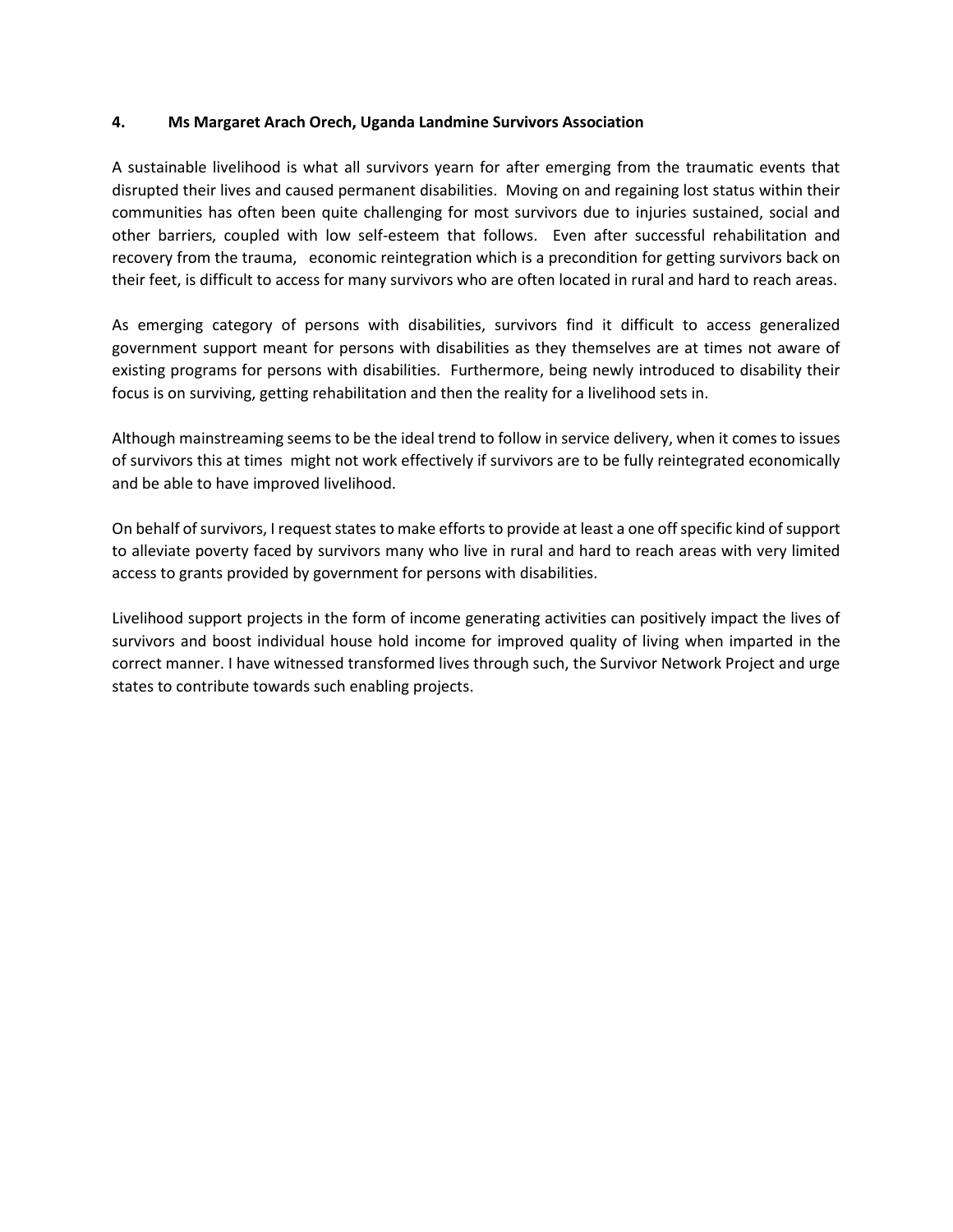**4. Ms Margaret Arach Orech, Uganda Landmine Survivors Association**

A sustainable livelihood is what all survivors yearn for after emerging from the traumatic events that disrupted their lives and caused permanent disabilities. Moving on and regaining lost status within their communities has often been quite challenging for most survivors due to injuries sustained, social and other barriers, coupled with low self-esteem that follows. Even after successful rehabilitation and recovery from the trauma, economic reintegration which is a precondition for getting survivors back on their feet, is difficult to access for many survivors who are often located in rural and hard to reach areas.

As emerging category of persons with disabilities, survivors find it difficult to access generalized government support meant for persons with disabilities as they themselves are at times not aware of existing programs for persons with disabilities. Furthermore, being newly introduced to disability their focus is on surviving, getting rehabilitation and then the reality for a livelihood sets in.

Although mainstreaming seems to be the ideal trend to follow in service delivery, when it comes to issues of survivors this at times might not work effectively if survivors are to be fully reintegrated economically and be able to have improved livelihood.

On behalf of survivors, I request states to make efforts to provide at least a one off specific kind of support to alleviate poverty faced by survivors many who live in rural and hard to reach areas with very limited access to grants provided by government for persons with disabilities.

Livelihood support projects in the form of income generating activities can positively impact the lives of survivors and boost individual house hold income for improved quality of living when imparted in the correct manner. I have witnessed transformed lives through such, the Survivor Network Project and urge states to contribute towards such enabling projects.